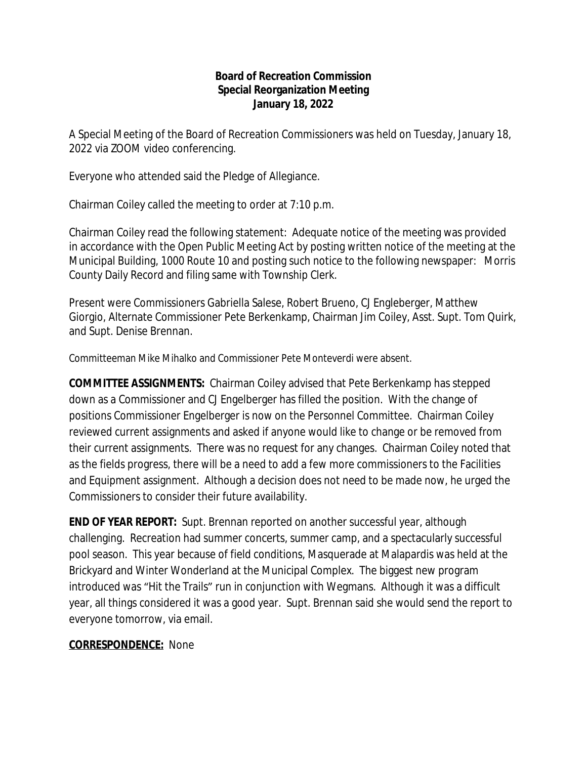**Board of Recreation Commission**
**Special Reorganization Meeting**
**January 18, 2022**

A Special Meeting of the Board of Recreation Commissioners was held on Tuesday, January 18, 2022 via ZOOM video conferencing.

Everyone who attended said the Pledge of Allegiance.

Chairman Coiley called the meeting to order at 7:10 p.m.

Chairman Coiley read the following statement: Adequate notice of the meeting was provided in accordance with the Open Public Meeting Act by posting written notice of the meeting at the Municipal Building, 1000 Route 10 and posting such notice to the following newspaper: Morris County Daily Record and filing same with Township Clerk.

Present were Commissioners Gabriella Salese, Robert Brueno, CJ Engleberger, Matthew Giorgio, Alternate Commissioner Pete Berkenkamp, Chairman Jim Coiley, Asst. Supt. Tom Quirk, and Supt. Denise Brennan.

Committeeman Mike Mihalko and Commissioner Pete Monteverdi were absent.

**COMMITTEE ASSIGNMENTS:** Chairman Coiley advised that Pete Berkenkamp has stepped down as a Commissioner and CJ Engelberger has filled the position. With the change of positions Commissioner Engelberger is now on the Personnel Committee. Chairman Coiley reviewed current assignments and asked if anyone would like to change or be removed from their current assignments. There was no request for any changes. Chairman Coiley noted that as the fields progress, there will be a need to add a few more commissioners to the Facilities and Equipment assignment. Although a decision does not need to be made now, he urged the Commissioners to consider their future availability.

**END OF YEAR REPORT:** Supt. Brennan reported on another successful year, although challenging. Recreation had summer concerts, summer camp, and a spectacularly successful pool season. This year because of field conditions, Masquerade at Malapardis was held at the Brickyard and Winter Wonderland at the Municipal Complex. The biggest new program introduced was "Hit the Trails" run in conjunction with Wegmans. Although it was a difficult year, all things considered it was a good year. Supt. Brennan said she would send the report to everyone tomorrow, via email.

**CORRESPONDENCE:** None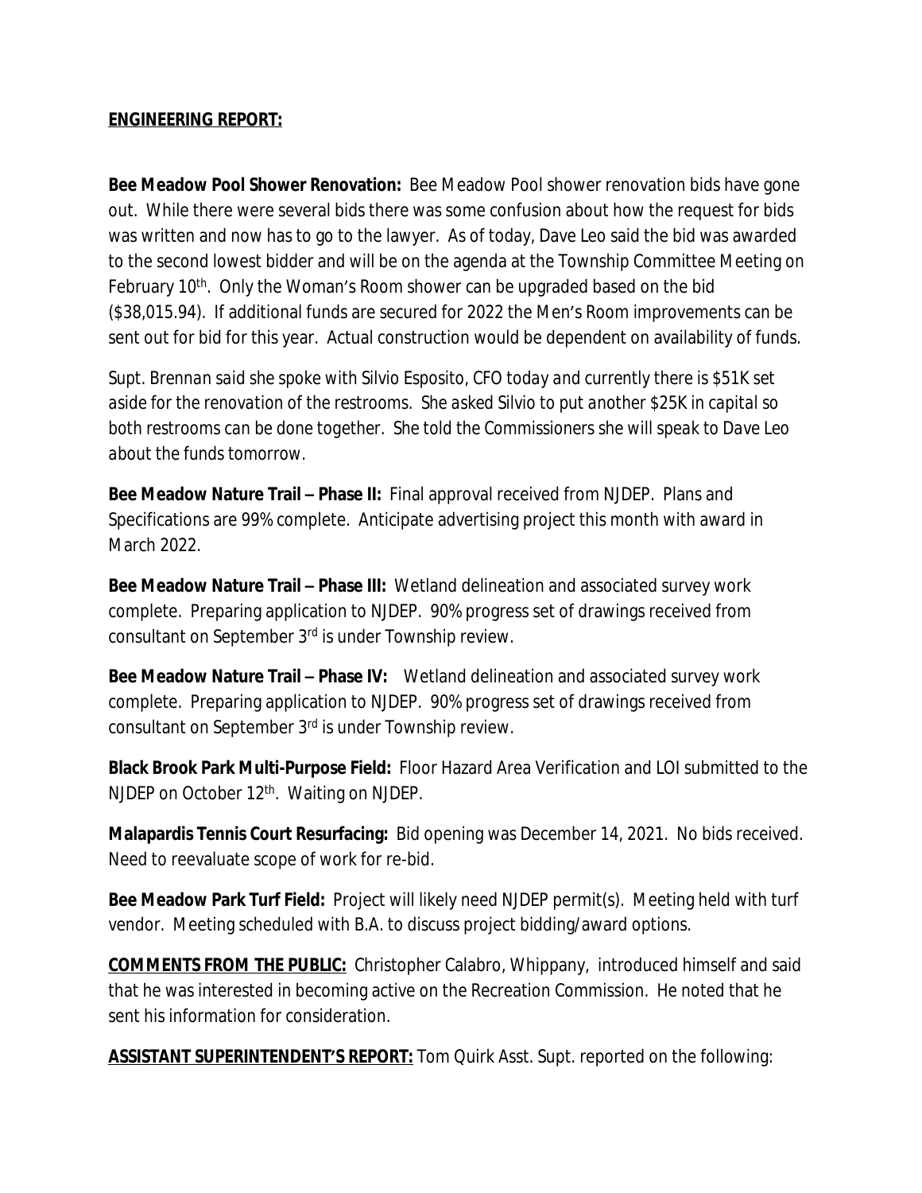**ENGINEERING REPORT:**

**Bee Meadow Pool Shower Renovation:** Bee Meadow Pool shower renovation bids have gone out. While there were several bids there was some confusion about how the request for bids was written and now has to go to the lawyer. As of today, Dave Leo said the bid was awarded to the second lowest bidder and will be on the agenda at the Township Committee Meeting on February 10th. Only the Woman's Room shower can be upgraded based on the bid ($38,015.94). If additional funds are secured for 2022 the Men's Room improvements can be sent out for bid for this year. Actual construction would be dependent on availability of funds.

*Supt. Brennan said she spoke with Silvio Esposito, CFO today and currently there is $51K set aside for the renovation of the restrooms. She asked Silvio to put another $25K in capital so both restrooms can be done together. She told the Commissioners she will speak to Dave Leo about the funds tomorrow.*

**Bee Meadow Nature Trail – Phase II:** Final approval received from NJDEP. Plans and Specifications are 99% complete. Anticipate advertising project this month with award in March 2022.

**Bee Meadow Nature Trail – Phase III:** Wetland delineation and associated survey work complete. Preparing application to NJDEP. 90% progress set of drawings received from consultant on September 3rd is under Township review.

**Bee Meadow Nature Trail – Phase IV:** Wetland delineation and associated survey work complete. Preparing application to NJDEP. 90% progress set of drawings received from consultant on September 3rd is under Township review.

**Black Brook Park Multi-Purpose Field:** Floor Hazard Area Verification and LOI submitted to the NJDEP on October 12th. Waiting on NJDEP.

**Malapardis Tennis Court Resurfacing:** Bid opening was December 14, 2021. No bids received. Need to reevaluate scope of work for re-bid.

**Bee Meadow Park Turf Field:** Project will likely need NJDEP permit(s). Meeting held with turf vendor. Meeting scheduled with B.A. to discuss project bidding/award options.

**COMMENTS FROM THE PUBLIC:** Christopher Calabro, Whippany, introduced himself and said that he was interested in becoming active on the Recreation Commission. He noted that he sent his information for consideration.

**ASSISTANT SUPERINTENDENT'S REPORT:** Tom Quirk Asst. Supt. reported on the following: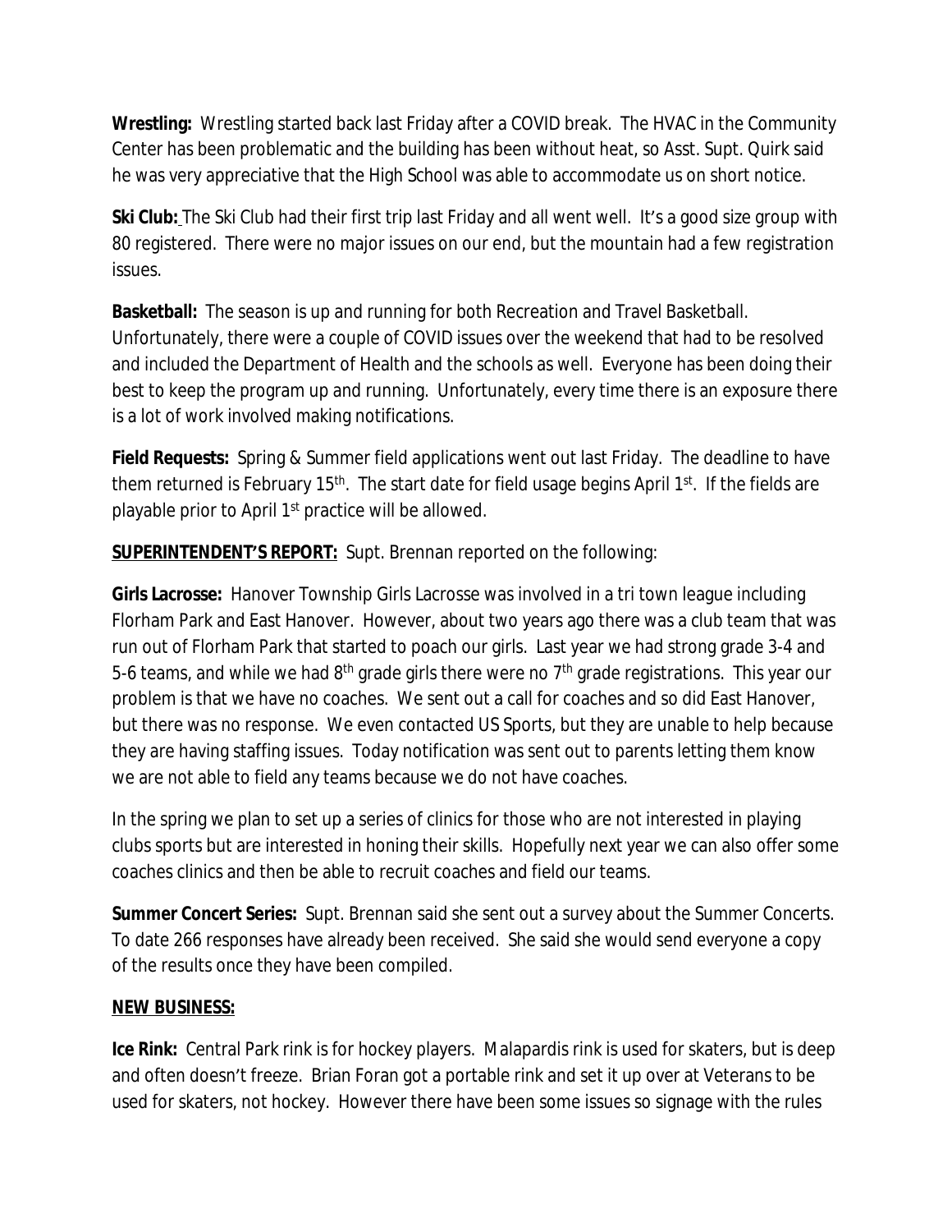**Wrestling:** Wrestling started back last Friday after a COVID break. The HVAC in the Community Center has been problematic and the building has been without heat, so Asst. Supt. Quirk said he was very appreciative that the High School was able to accommodate us on short notice.

**Ski Club:** The Ski Club had their first trip last Friday and all went well. It's a good size group with 80 registered. There were no major issues on our end, but the mountain had a few registration issues.

**Basketball:** The season is up and running for both Recreation and Travel Basketball. Unfortunately, there were a couple of COVID issues over the weekend that had to be resolved and included the Department of Health and the schools as well. Everyone has been doing their best to keep the program up and running. Unfortunately, every time there is an exposure there is a lot of work involved making notifications.

**Field Requests:** Spring & Summer field applications went out last Friday. The deadline to have them returned is February 15th. The start date for field usage begins April 1st. If the fields are playable prior to April 1st practice will be allowed.

**SUPERINTENDENT'S REPORT:** Supt. Brennan reported on the following:

**Girls Lacrosse:** Hanover Township Girls Lacrosse was involved in a tri town league including Florham Park and East Hanover. However, about two years ago there was a club team that was run out of Florham Park that started to poach our girls. Last year we had strong grade 3-4 and 5-6 teams, and while we had 8th grade girls there were no 7th grade registrations. This year our problem is that we have no coaches. We sent out a call for coaches and so did East Hanover, but there was no response. We even contacted US Sports, but they are unable to help because they are having staffing issues. Today notification was sent out to parents letting them know we are not able to field any teams because we do not have coaches.

In the spring we plan to set up a series of clinics for those who are not interested in playing clubs sports but are interested in honing their skills. Hopefully next year we can also offer some coaches clinics and then be able to recruit coaches and field our teams.

**Summer Concert Series:** Supt. Brennan said she sent out a survey about the Summer Concerts. To date 266 responses have already been received. She said she would send everyone a copy of the results once they have been compiled.

**NEW BUSINESS:**

**Ice Rink:** Central Park rink is for hockey players. Malapardis rink is used for skaters, but is deep and often doesn't freeze. Brian Foran got a portable rink and set it up over at Veterans to be used for skaters, not hockey. However there have been some issues so signage with the rules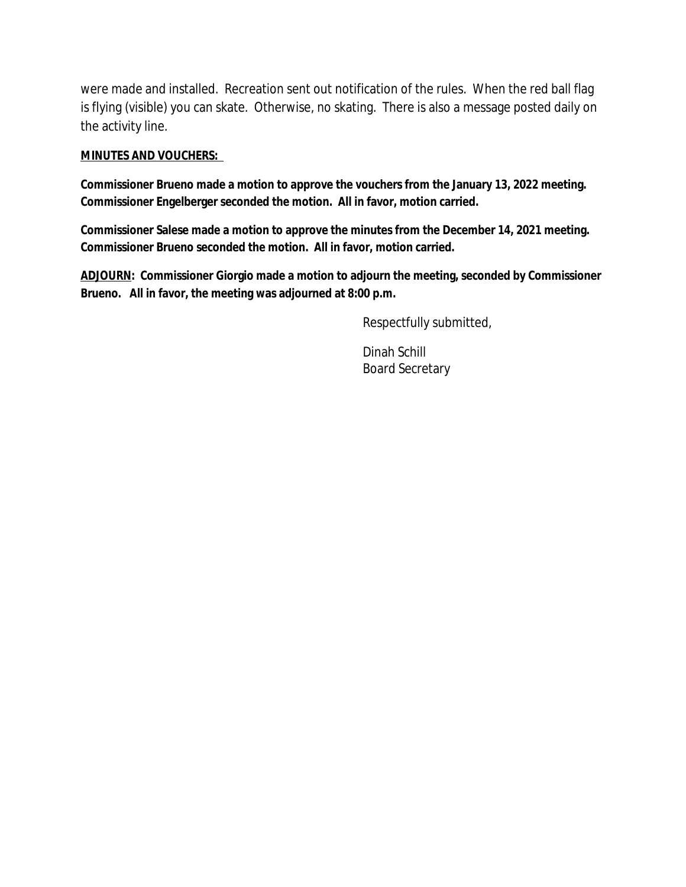were made and installed. Recreation sent out notification of the rules. When the red ball flag is flying (visible) you can skate. Otherwise, no skating. There is also a message posted daily on the activity line.

**MINUTES AND VOUCHERS:**

**Commissioner Brueno made a motion to approve the vouchers from the January 13, 2022 meeting. Commissioner Engelberger seconded the motion. All in favor, motion carried.**

**Commissioner Salese made a motion to approve the minutes from the December 14, 2021 meeting. Commissioner Brueno seconded the motion. All in favor, motion carried.**

**ADJOURN: Commissioner Giorgio made a motion to adjourn the meeting, seconded by Commissioner Brueno. All in favor, the meeting was adjourned at 8:00 p.m.**

Respectfully submitted,

Dinah Schill
Board Secretary